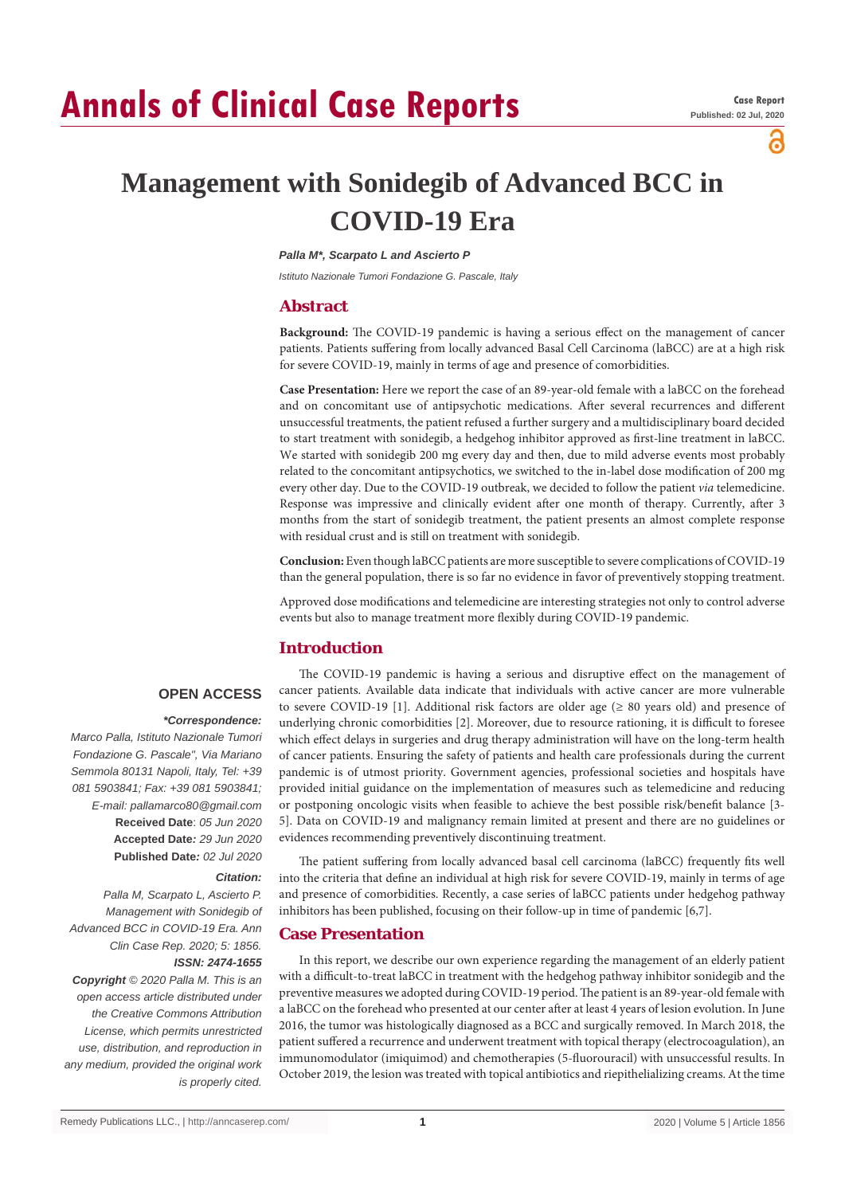# Management with Sonidegib of Advanced BCC in COVID-19 Era

***Palla M\*, Scarpato L and Ascierto P***

*Istituto Nazionale Tumori Fondazione G. Pascale, Italy*

## Abstract

**Background:** The COVID-19 pandemic is having a serious effect on the management of cancer patients. Patients suffering from locally advanced Basal Cell Carcinoma (laBCC) are at a high risk for severe COVID-19, mainly in terms of age and presence of comorbidities.

**Case Presentation:** Here we report the case of an 89-year-old female with a laBCC on the forehead and on concomitant use of antipsychotic medications. After several recurrences and different unsuccessful treatments, the patient refused a further surgery and a multidisciplinary board decided to start treatment with sonidegib, a hedgehog inhibitor approved as first-line treatment in laBCC. We started with sonidegib 200 mg every day and then, due to mild adverse events most probably related to the concomitant antipsychotics, we switched to the in-label dose modification of 200 mg every other day. Due to the COVID-19 outbreak, we decided to follow the patient *via* telemedicine. Response was impressive and clinically evident after one month of therapy. Currently, after 3 months from the start of sonidegib treatment, the patient presents an almost complete response with residual crust and is still on treatment with sonidegib.

**Conclusion:** Even though laBCC patients are more susceptible to severe complications of COVID-19 than the general population, there is so far no evidence in favor of preventively stopping treatment.

Approved dose modifications and telemedicine are interesting strategies not only to control adverse events but also to manage treatment more flexibly during COVID-19 pandemic.

**OPEN ACCESS**

***\*Correspondence:***

*Marco Palla, Istituto Nazionale Tumori Fondazione G. Pascale", Via Mariano Semmola 80131 Napoli, Italy, Tel: +39 081 5903841; Fax: +39 081 5903841; E-mail: pallamarco80@gmail.com*

**Received Date**: *05 Jun 2020*

**Accepted Date***: 29 Jun 2020*

**Published Date***: 02 Jul 2020*

***Citation:***

*Palla M, Scarpato L, Ascierto P. Management with Sonidegib of Advanced BCC in COVID-19 Era. Ann Clin Case Rep. 2020; 5: 1856.*

***ISSN: 2474-1655***

***Copyright** © 2020 Palla M. This is an open access article distributed under the Creative Commons Attribution License, which permits unrestricted use, distribution, and reproduction in any medium, provided the original work is properly cited.*

## Introduction

The COVID-19 pandemic is having a serious and disruptive effect on the management of cancer patients. Available data indicate that individuals with active cancer are more vulnerable to severe COVID-19 [1]. Additional risk factors are older age (≥ 80 years old) and presence of underlying chronic comorbidities [2]. Moreover, due to resource rationing, it is difficult to foresee which effect delays in surgeries and drug therapy administration will have on the long-term health of cancer patients. Ensuring the safety of patients and health care professionals during the current pandemic is of utmost priority. Government agencies, professional societies and hospitals have provided initial guidance on the implementation of measures such as telemedicine and reducing or postponing oncologic visits when feasible to achieve the best possible risk/benefit balance [3-5]. Data on COVID-19 and malignancy remain limited at present and there are no guidelines or evidences recommending preventively discontinuing treatment.

The patient suffering from locally advanced basal cell carcinoma (laBCC) frequently fits well into the criteria that define an individual at high risk for severe COVID-19, mainly in terms of age and presence of comorbidities. Recently, a case series of laBCC patients under hedgehog pathway inhibitors has been published, focusing on their follow-up in time of pandemic [6,7].

## Case Presentation

In this report, we describe our own experience regarding the management of an elderly patient with a difficult-to-treat laBCC in treatment with the hedgehog pathway inhibitor sonidegib and the preventive measures we adopted during COVID-19 period. The patient is an 89-year-old female with a laBCC on the forehead who presented at our center after at least 4 years of lesion evolution. In June 2016, the tumor was histologically diagnosed as a BCC and surgically removed. In March 2018, the patient suffered a recurrence and underwent treatment with topical therapy (electrocoagulation), an immunomodulator (imiquimod) and chemotherapies (5-fluorouracil) with unsuccessful results. In October 2019, the lesion was treated with topical antibiotics and riepithelializing creams. At the time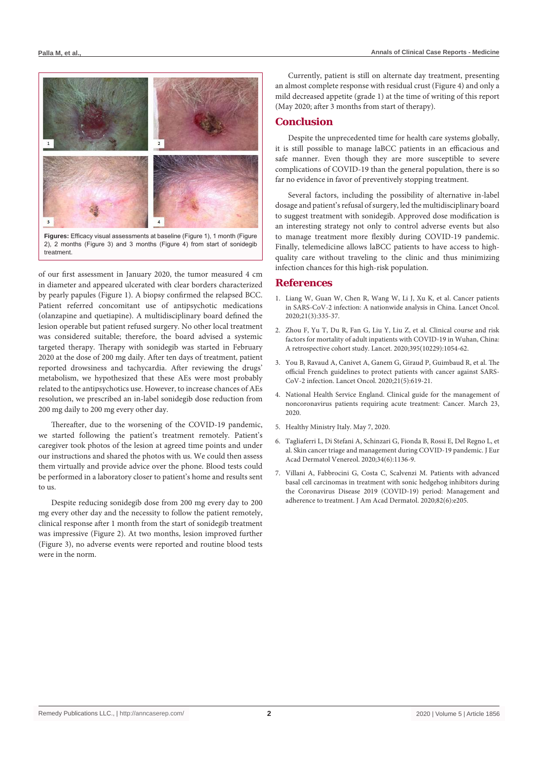**Figures:** Efficacy visual assessments at baseline (Figure 1), 1 month (Figure 2), 2 months (Figure 3) and 3 months (Figure 4) from start of sonidegib treatment.

of our first assessment in January 2020, the tumor measured 4 cm in diameter and appeared ulcerated with clear borders characterized by pearly papules (Figure 1). A biopsy confirmed the relapsed BCC. Patient referred concomitant use of antipsychotic medications (olanzapine and quetiapine). A multidisciplinary board defined the lesion operable but patient refused surgery. No other local treatment was considered suitable; therefore, the board advised a systemic targeted therapy. Therapy with sonidegib was started in February 2020 at the dose of 200 mg daily. After ten days of treatment, patient reported drowsiness and tachycardia. After reviewing the drugs' metabolism, we hypothesized that these AEs were most probably related to the antipsychotics use. However, to increase chances of AEs resolution, we prescribed an in-label sonidegib dose reduction from 200 mg daily to 200 mg every other day.

Thereafter, due to the worsening of the COVID-19 pandemic, we started following the patient's treatment remotely. Patient's caregiver took photos of the lesion at agreed time points and under our instructions and shared the photos with us. We could then assess them virtually and provide advice over the phone. Blood tests could be performed in a laboratory closer to patient's home and results sent to us.

Despite reducing sonidegib dose from 200 mg every day to 200 mg every other day and the necessity to follow the patient remotely, clinical response after 1 month from the start of sonidegib treatment was impressive (Figure 2). At two months, lesion improved further (Figure 3), no adverse events were reported and routine blood tests were in the norm.

Currently, patient is still on alternate day treatment, presenting an almost complete response with residual crust (Figure 4) and only a mild decreased appetite (grade 1) at the time of writing of this report (May 2020; after 3 months from start of therapy).

## Conclusion

Despite the unprecedented time for health care systems globally, it is still possible to manage laBCC patients in an efficacious and safe manner. Even though they are more susceptible to severe complications of COVID-19 than the general population, there is so far no evidence in favor of preventively stopping treatment.

Several factors, including the possibility of alternative in-label dosage and patient's refusal of surgery, led the multidisciplinary board to suggest treatment with sonidegib. Approved dose modification is an interesting strategy not only to control adverse events but also to manage treatment more flexibly during COVID-19 pandemic. Finally, telemedicine allows laBCC patients to have access to high-quality care without traveling to the clinic and thus minimizing infection chances for this high-risk population.

## References

1. Liang W, Guan W, Chen R, Wang W, Li J, Xu K, et al. Cancer patients in SARS-CoV-2 infection: A nationwide analysis in China. Lancet Oncol. 2020;21(3):335-37.
2. Zhou F, Yu T, Du R, Fan G, Liu Y, Liu Z, et al. Clinical course and risk factors for mortality of adult inpatients with COVID-19 in Wuhan, China: A retrospective cohort study. Lancet. 2020;395(10229):1054-62.
3. You B, Ravaud A, Canivet A, Ganem G, Giraud P, Guimbaud R, et al. The official French guidelines to protect patients with cancer against SARS-CoV-2 infection. Lancet Oncol. 2020;21(5):619-21.
4. National Health Service England. Clinical guide for the management of noncoronavirus patients requiring acute treatment: Cancer. March 23, 2020.
5. Healthy Ministry Italy. May 7, 2020.
6. Tagliaferri L, Di Stefani A, Schinzari G, Fionda B, Rossi E, Del Regno L, et al. Skin cancer triage and management during COVID-19 pandemic. J Eur Acad Dermatol Venereol. 2020;34(6):1136-9.
7. Villani A, Fabbrocini G, Costa C, Scalvenzi M. Patients with advanced basal cell carcinomas in treatment with sonic hedgehog inhibitors during the Coronavirus Disease 2019 (COVID-19) period: Management and adherence to treatment. J Am Acad Dermatol. 2020;82(6):e205.